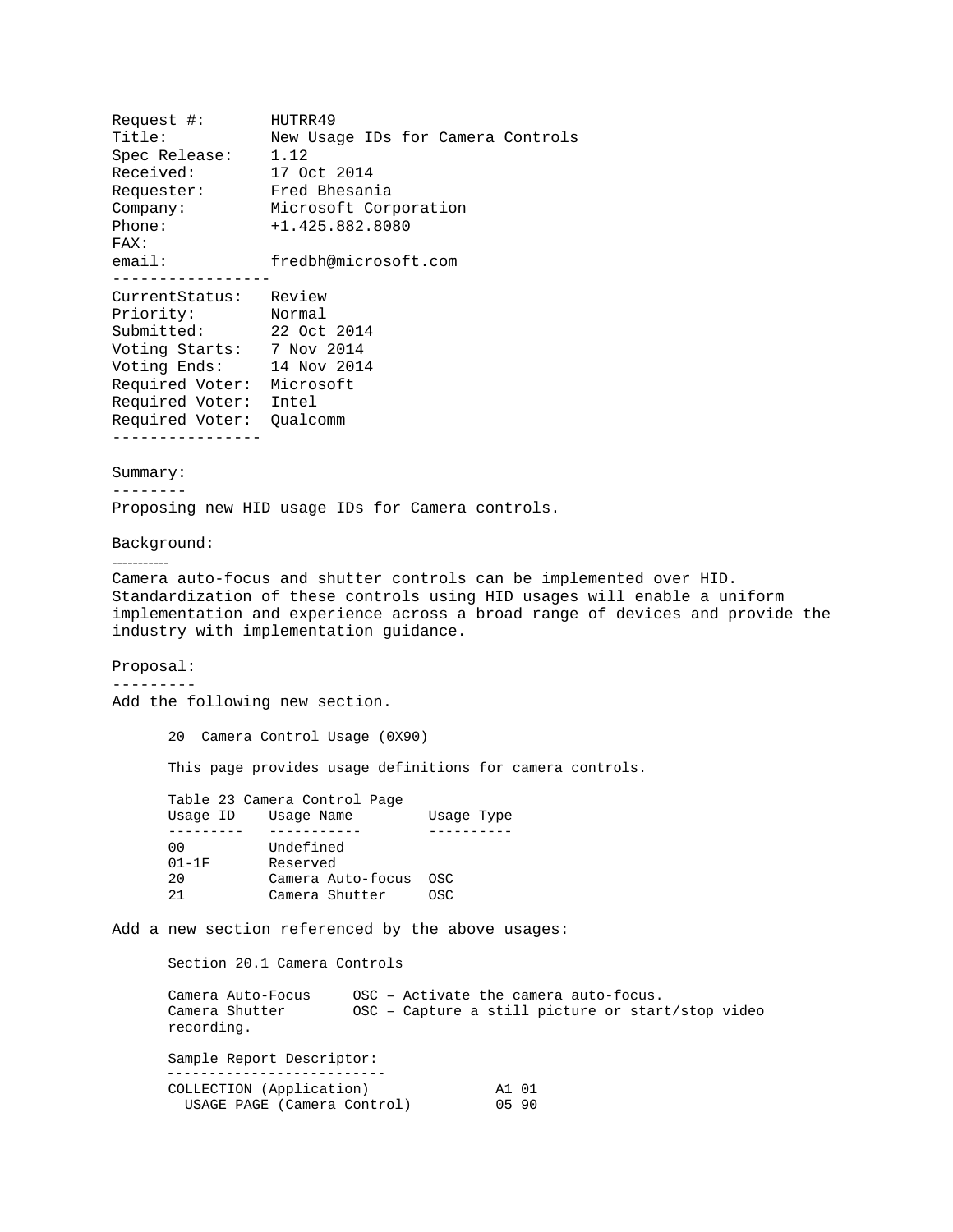Request #: HUTRR49
Title: New Usage IDs for Camera Controls
Spec Release: 1.12
Received: 17 Oct 2014
Requester: Fred Bhesania
Company: Microsoft Corporation
Phone: +1.425.882.8080
FAX:
email: fredbh@microsoft.com

-----------------

CurrentStatus: Review
Priority: Normal
Submitted: 22 Oct 2014
Voting Starts: 7 Nov 2014
Voting Ends: 14 Nov 2014
Required Voter: Microsoft
Required Voter: Intel
Required Voter: Qualcomm

----------------

## Summary:

Proposing new HID usage IDs for Camera controls.

## Background:

Camera auto-focus and shutter controls can be implemented over HID. Standardization of these controls using HID usages will enable a uniform implementation and experience across a broad range of devices and provide the industry with implementation guidance.

## Proposal:

Add the following new section.

20 Camera Control Usage (0X90)

This page provides usage definitions for camera controls.

Table 23 Camera Control Page

| Usage ID | Usage Name | Usage Type |
|---|---|---|
| 00 | Undefined | |
| 01-1F | Reserved | |
| 20 | Camera Auto-focus | OSC |
| 21 | Camera Shutter | OSC |

Add a new section referenced by the above usages:

Section 20.1 Camera Controls

Camera Auto-Focus OSC – Activate the camera auto-focus.
Camera Shutter OSC – Capture a still picture or start/stop video recording.

Sample Report Descriptor:

```
COLLECTION (Application)              A1 01
  USAGE_PAGE (Camera Control)         05 90
```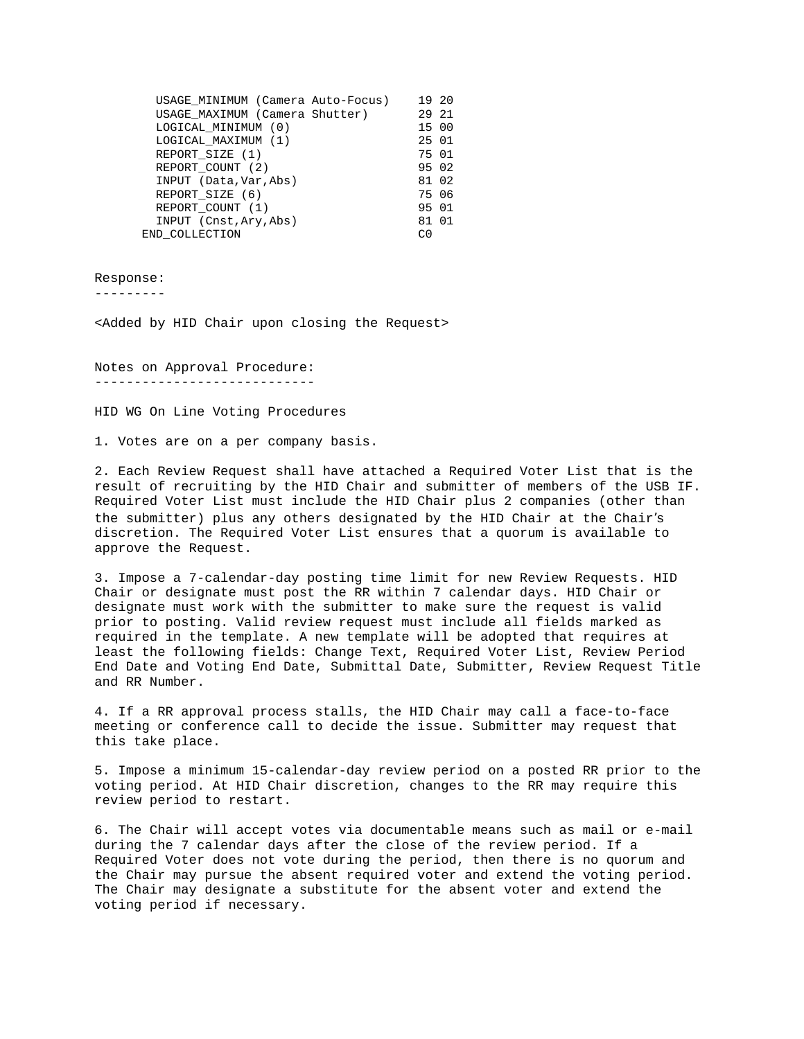```
    USAGE_MINIMUM (Camera Auto-Focus)    19 20
    USAGE_MAXIMUM (Camera Shutter)       29 21
    LOGICAL_MINIMUM (0)                  15 00
    LOGICAL_MAXIMUM (1)                  25 01
    REPORT_SIZE (1)                      75 01
    REPORT_COUNT (2)                     95 02
    INPUT (Data,Var,Abs)                 81 02
    REPORT_SIZE (6)                      75 06
    REPORT_COUNT (1)                     95 01
    INPUT (Cnst,Ary,Abs)                 81 01
  END_COLLECTION                         C0
```

Response:
---------

<Added by HID Chair upon closing the Request>

Notes on Approval Procedure:
----------------------------

HID WG On Line Voting Procedures

1. Votes are on a per company basis.

2. Each Review Request shall have attached a Required Voter List that is the result of recruiting by the HID Chair and submitter of members of the USB IF. Required Voter List must include the HID Chair plus 2 companies (other than the submitter) plus any others designated by the HID Chair at the Chair's discretion. The Required Voter List ensures that a quorum is available to approve the Request.

3. Impose a 7-calendar-day posting time limit for new Review Requests. HID Chair or designate must post the RR within 7 calendar days. HID Chair or designate must work with the submitter to make sure the request is valid prior to posting. Valid review request must include all fields marked as required in the template. A new template will be adopted that requires at least the following fields: Change Text, Required Voter List, Review Period End Date and Voting End Date, Submittal Date, Submitter, Review Request Title and RR Number.

4. If a RR approval process stalls, the HID Chair may call a face-to-face meeting or conference call to decide the issue. Submitter may request that this take place.

5. Impose a minimum 15-calendar-day review period on a posted RR prior to the voting period. At HID Chair discretion, changes to the RR may require this review period to restart.

6. The Chair will accept votes via documentable means such as mail or e-mail during the 7 calendar days after the close of the review period. If a Required Voter does not vote during the period, then there is no quorum and the Chair may pursue the absent required voter and extend the voting period. The Chair may designate a substitute for the absent voter and extend the voting period if necessary.